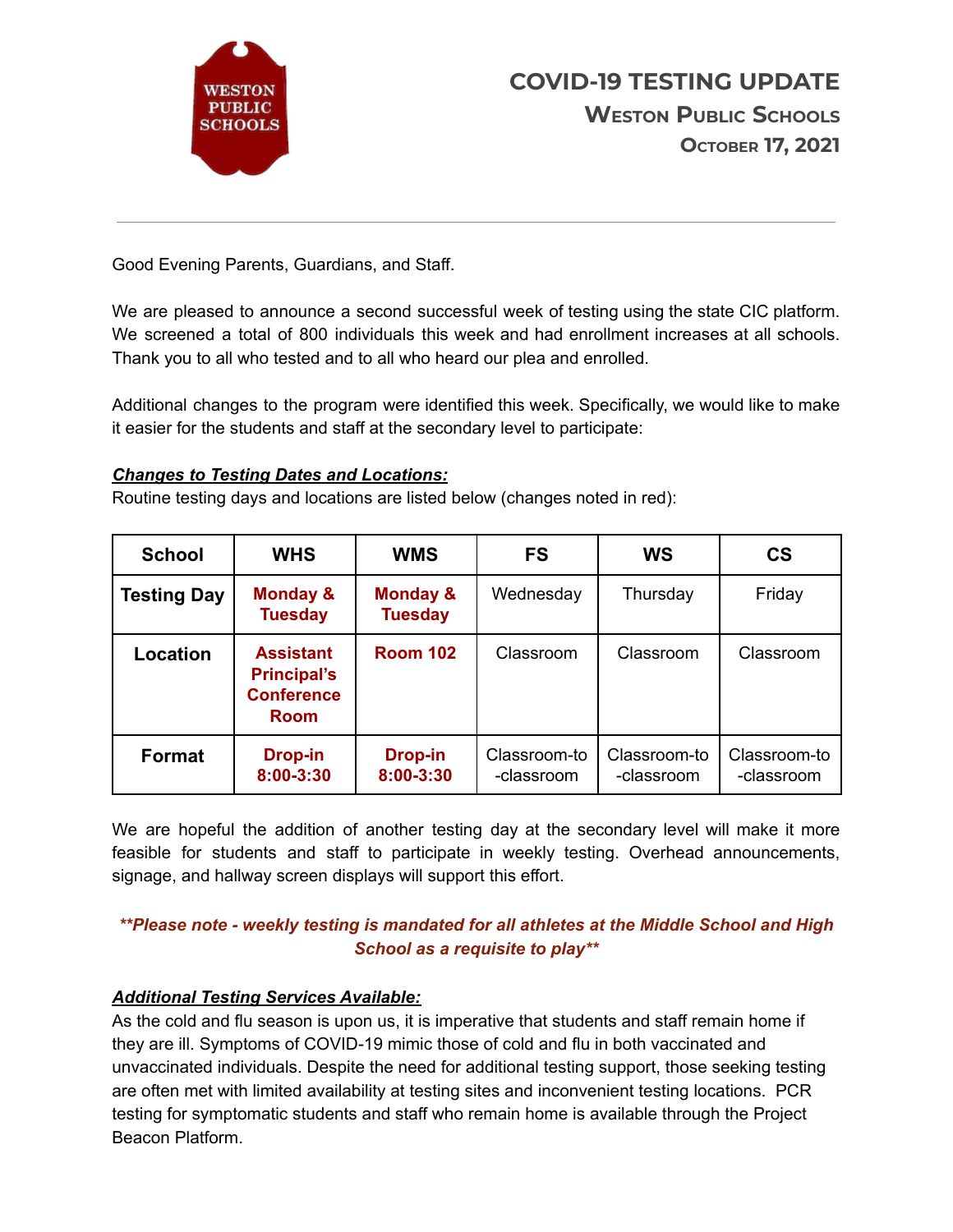# COVID-19 TESTING UPDATE

## Weston Public Schools

### October 17, 2021

---

Good Evening Parents, Guardians, and Staff.

We are pleased to announce a second successful week of testing using the state CIC platform. We screened a total of 800 individuals this week and had enrollment increases at all schools. Thank you to all who tested and to all who heard our plea and enrolled.

Additional changes to the program were identified this week. Specifically, we would like to make it easier for the students and staff at the secondary level to participate:

***Changes to Testing Dates and Locations:***

Routine testing days and locations are listed below (changes noted in red):

| School | WHS | WMS | FS | WS | CS |
|---|---|---|---|---|---|
| **Testing Day** | **Monday & Tuesday** | **Monday & Tuesday** | Wednesday | Thursday | Friday |
| **Location** | **Assistant Principal's Conference Room** | **Room 102** | Classroom | Classroom | Classroom |
| **Format** | **Drop-in 8:00-3:30** | **Drop-in 8:00-3:30** | Classroom-to-classroom | Classroom-to-classroom | Classroom-to-classroom |

We are hopeful the addition of another testing day at the secondary level will make it more feasible for students and staff to participate in weekly testing. Overhead announcements, signage, and hallway screen displays will support this effort.

***\*\*Please note - weekly testing is mandated for all athletes at the Middle School and High School as a requisite to play\*\****

***Additional Testing Services Available:***

As the cold and flu season is upon us, it is imperative that students and staff remain home if they are ill. Symptoms of COVID-19 mimic those of cold and flu in both vaccinated and unvaccinated individuals. Despite the need for additional testing support, those seeking testing are often met with limited availability at testing sites and inconvenient testing locations. PCR testing for symptomatic students and staff who remain home is available through the Project Beacon Platform.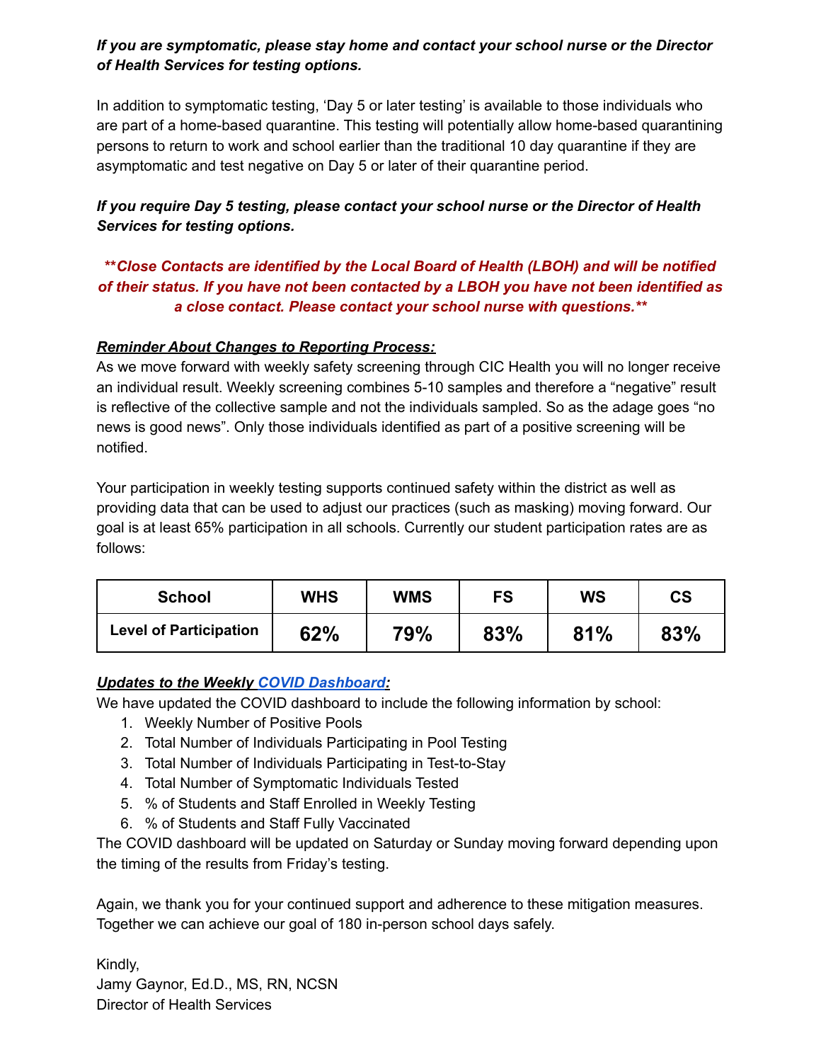***If you are symptomatic, please stay home and contact your school nurse or the Director of Health Services for testing options.***

In addition to symptomatic testing, 'Day 5 or later testing' is available to those individuals who are part of a home-based quarantine. This testing will potentially allow home-based quarantining persons to return to work and school earlier than the traditional 10 day quarantine if they are asymptomatic and test negative on Day 5 or later of their quarantine period.

***If you require Day 5 testing, please contact your school nurse or the Director of Health Services for testing options.***

***\*\*Close Contacts are identified by the Local Board of Health (LBOH) and will be notified of their status. If you have not been contacted by a LBOH you have not been identified as a close contact. Please contact your school nurse with questions.\*\****

***Reminder About Changes to Reporting Process:***

As we move forward with weekly safety screening through CIC Health you will no longer receive an individual result. Weekly screening combines 5-10 samples and therefore a "negative" result is reflective of the collective sample and not the individuals sampled. So as the adage goes "no news is good news". Only those individuals identified as part of a positive screening will be notified.

Your participation in weekly testing supports continued safety within the district as well as providing data that can be used to adjust our practices (such as masking) moving forward. Our goal is at least 65% participation in all schools. Currently our student participation rates are as follows:

| School | WHS | WMS | FS | WS | CS |
|---|---|---|---|---|---|
| Level of Participation | 62% | 79% | 83% | 81% | 83% |

***Updates to the Weekly COVID Dashboard:***

We have updated the COVID dashboard to include the following information by school:

1. Weekly Number of Positive Pools
2. Total Number of Individuals Participating in Pool Testing
3. Total Number of Individuals Participating in Test-to-Stay
4. Total Number of Symptomatic Individuals Tested
5. % of Students and Staff Enrolled in Weekly Testing
6. % of Students and Staff Fully Vaccinated

The COVID dashboard will be updated on Saturday or Sunday moving forward depending upon the timing of the results from Friday's testing.

Again, we thank you for your continued support and adherence to these mitigation measures. Together we can achieve our goal of 180 in-person school days safely.

Kindly,
Jamy Gaynor, Ed.D., MS, RN, NCSN
Director of Health Services